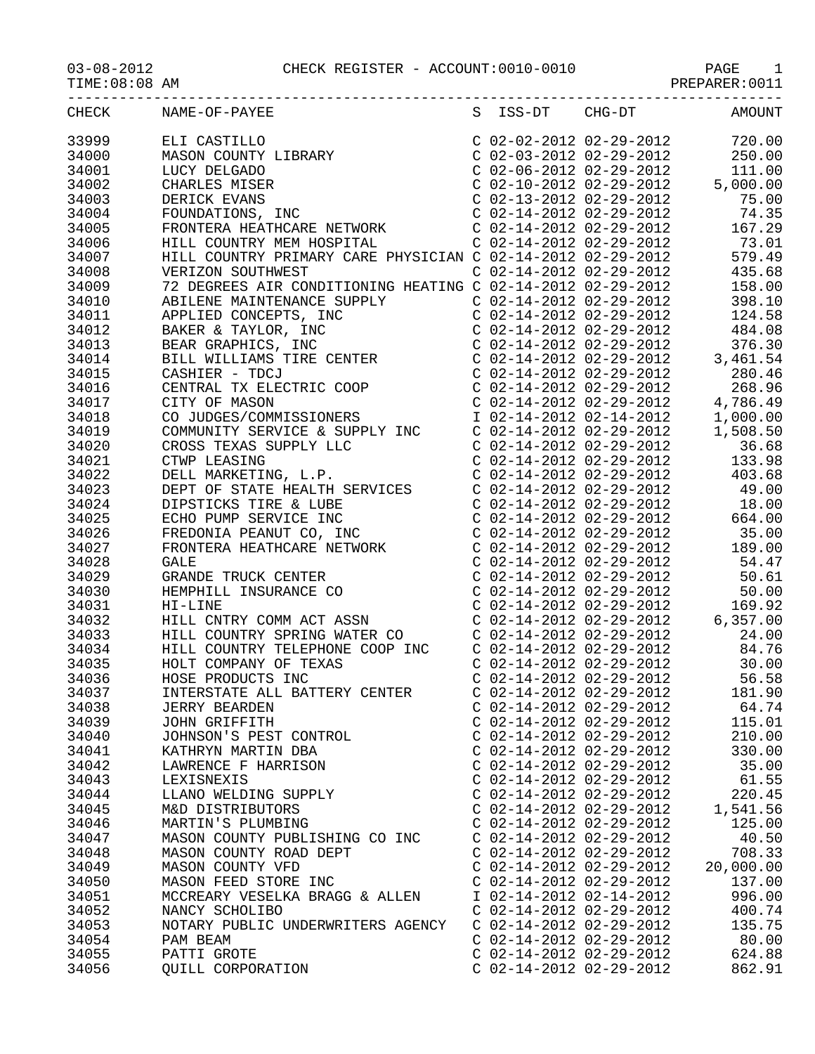03-08-2012 CHECK REGISTER - ACCOUNT:0010-0010

TIME:08:08 AM PREPARER:0011

| CHECK | NAME-OF-PAYEE | S | ISS-DT | CHG-DT | AMOUNT |
|---|---|---|---|---|---|
| 33999 | ELI CASTILLO | C | 02-02-2012 | 02-29-2012 | 720.00 |
| 34000 | MASON COUNTY LIBRARY | C | 02-03-2012 | 02-29-2012 | 250.00 |
| 34001 | LUCY DELGADO | C | 02-06-2012 | 02-29-2012 | 111.00 |
| 34002 | CHARLES MISER | C | 02-10-2012 | 02-29-2012 | 5,000.00 |
| 34003 | DERICK EVANS | C | 02-13-2012 | 02-29-2012 | 75.00 |
| 34004 | FOUNDATIONS, INC | C | 02-14-2012 | 02-29-2012 | 74.35 |
| 34005 | FRONTERA HEATHCARE NETWORK | C | 02-14-2012 | 02-29-2012 | 167.29 |
| 34006 | HILL COUNTRY MEM HOSPITAL | C | 02-14-2012 | 02-29-2012 | 73.01 |
| 34007 | HILL COUNTRY PRIMARY CARE PHYSICIAN | C | 02-14-2012 | 02-29-2012 | 579.49 |
| 34008 | VERIZON SOUTHWEST | C | 02-14-2012 | 02-29-2012 | 435.68 |
| 34009 | 72 DEGREES AIR CONDITIONING HEATING | C | 02-14-2012 | 02-29-2012 | 158.00 |
| 34010 | ABILENE MAINTENANCE SUPPLY | C | 02-14-2012 | 02-29-2012 | 398.10 |
| 34011 | APPLIED CONCEPTS, INC | C | 02-14-2012 | 02-29-2012 | 124.58 |
| 34012 | BAKER & TAYLOR, INC | C | 02-14-2012 | 02-29-2012 | 484.08 |
| 34013 | BEAR GRAPHICS, INC | C | 02-14-2012 | 02-29-2012 | 376.30 |
| 34014 | BILL WILLIAMS TIRE CENTER | C | 02-14-2012 | 02-29-2012 | 3,461.54 |
| 34015 | CASHIER - TDCJ | C | 02-14-2012 | 02-29-2012 | 280.46 |
| 34016 | CENTRAL TX ELECTRIC COOP | C | 02-14-2012 | 02-29-2012 | 268.96 |
| 34017 | CITY OF MASON | C | 02-14-2012 | 02-29-2012 | 4,786.49 |
| 34018 | CO JUDGES/COMMISSIONERS | I | 02-14-2012 | 02-14-2012 | 1,000.00 |
| 34019 | COMMUNITY SERVICE & SUPPLY INC | C | 02-14-2012 | 02-29-2012 | 1,508.50 |
| 34020 | CROSS TEXAS SUPPLY LLC | C | 02-14-2012 | 02-29-2012 | 36.68 |
| 34021 | CTWP LEASING | C | 02-14-2012 | 02-29-2012 | 133.98 |
| 34022 | DELL MARKETING, L.P. | C | 02-14-2012 | 02-29-2012 | 403.68 |
| 34023 | DEPT OF STATE HEALTH SERVICES | C | 02-14-2012 | 02-29-2012 | 49.00 |
| 34024 | DIPSTICKS TIRE & LUBE | C | 02-14-2012 | 02-29-2012 | 18.00 |
| 34025 | ECHO PUMP SERVICE INC | C | 02-14-2012 | 02-29-2012 | 664.00 |
| 34026 | FREDONIA PEANUT CO, INC | C | 02-14-2012 | 02-29-2012 | 35.00 |
| 34027 | FRONTERA HEATHCARE NETWORK | C | 02-14-2012 | 02-29-2012 | 189.00 |
| 34028 | GALE | C | 02-14-2012 | 02-29-2012 | 54.47 |
| 34029 | GRANDE TRUCK CENTER | C | 02-14-2012 | 02-29-2012 | 50.61 |
| 34030 | HEMPHILL INSURANCE CO | C | 02-14-2012 | 02-29-2012 | 50.00 |
| 34031 | HI-LINE | C | 02-14-2012 | 02-29-2012 | 169.92 |
| 34032 | HILL CNTRY COMM ACT ASSN | C | 02-14-2012 | 02-29-2012 | 6,357.00 |
| 34033 | HILL COUNTRY SPRING WATER CO | C | 02-14-2012 | 02-29-2012 | 24.00 |
| 34034 | HILL COUNTRY TELEPHONE COOP INC | C | 02-14-2012 | 02-29-2012 | 84.76 |
| 34035 | HOLT COMPANY OF TEXAS | C | 02-14-2012 | 02-29-2012 | 30.00 |
| 34036 | HOSE PRODUCTS INC | C | 02-14-2012 | 02-29-2012 | 56.58 |
| 34037 | INTERSTATE ALL BATTERY CENTER | C | 02-14-2012 | 02-29-2012 | 181.90 |
| 34038 | JERRY BEARDEN | C | 02-14-2012 | 02-29-2012 | 64.74 |
| 34039 | JOHN GRIFFITH | C | 02-14-2012 | 02-29-2012 | 115.01 |
| 34040 | JOHNSON'S PEST CONTROL | C | 02-14-2012 | 02-29-2012 | 210.00 |
| 34041 | KATHRYN MARTIN DBA | C | 02-14-2012 | 02-29-2012 | 330.00 |
| 34042 | LAWRENCE F HARRISON | C | 02-14-2012 | 02-29-2012 | 35.00 |
| 34043 | LEXISNEXIS | C | 02-14-2012 | 02-29-2012 | 61.55 |
| 34044 | LLANO WELDING SUPPLY | C | 02-14-2012 | 02-29-2012 | 220.45 |
| 34045 | M&D DISTRIBUTORS | C | 02-14-2012 | 02-29-2012 | 1,541.56 |
| 34046 | MARTIN'S PLUMBING | C | 02-14-2012 | 02-29-2012 | 125.00 |
| 34047 | MASON COUNTY PUBLISHING CO INC | C | 02-14-2012 | 02-29-2012 | 40.50 |
| 34048 | MASON COUNTY ROAD DEPT | C | 02-14-2012 | 02-29-2012 | 708.33 |
| 34049 | MASON COUNTY VFD | C | 02-14-2012 | 02-29-2012 | 20,000.00 |
| 34050 | MASON FEED STORE INC | C | 02-14-2012 | 02-29-2012 | 137.00 |
| 34051 | MCCREARY VESELKA BRAGG & ALLEN | I | 02-14-2012 | 02-14-2012 | 996.00 |
| 34052 | NANCY SCHOLIBO | C | 02-14-2012 | 02-29-2012 | 400.74 |
| 34053 | NOTARY PUBLIC UNDERWRITERS AGENCY | C | 02-14-2012 | 02-29-2012 | 135.75 |
| 34054 | PAM BEAM | C | 02-14-2012 | 02-29-2012 | 80.00 |
| 34055 | PATTI GROTE | C | 02-14-2012 | 02-29-2012 | 624.88 |
| 34056 | QUILL CORPORATION | C | 02-14-2012 | 02-29-2012 | 862.91 |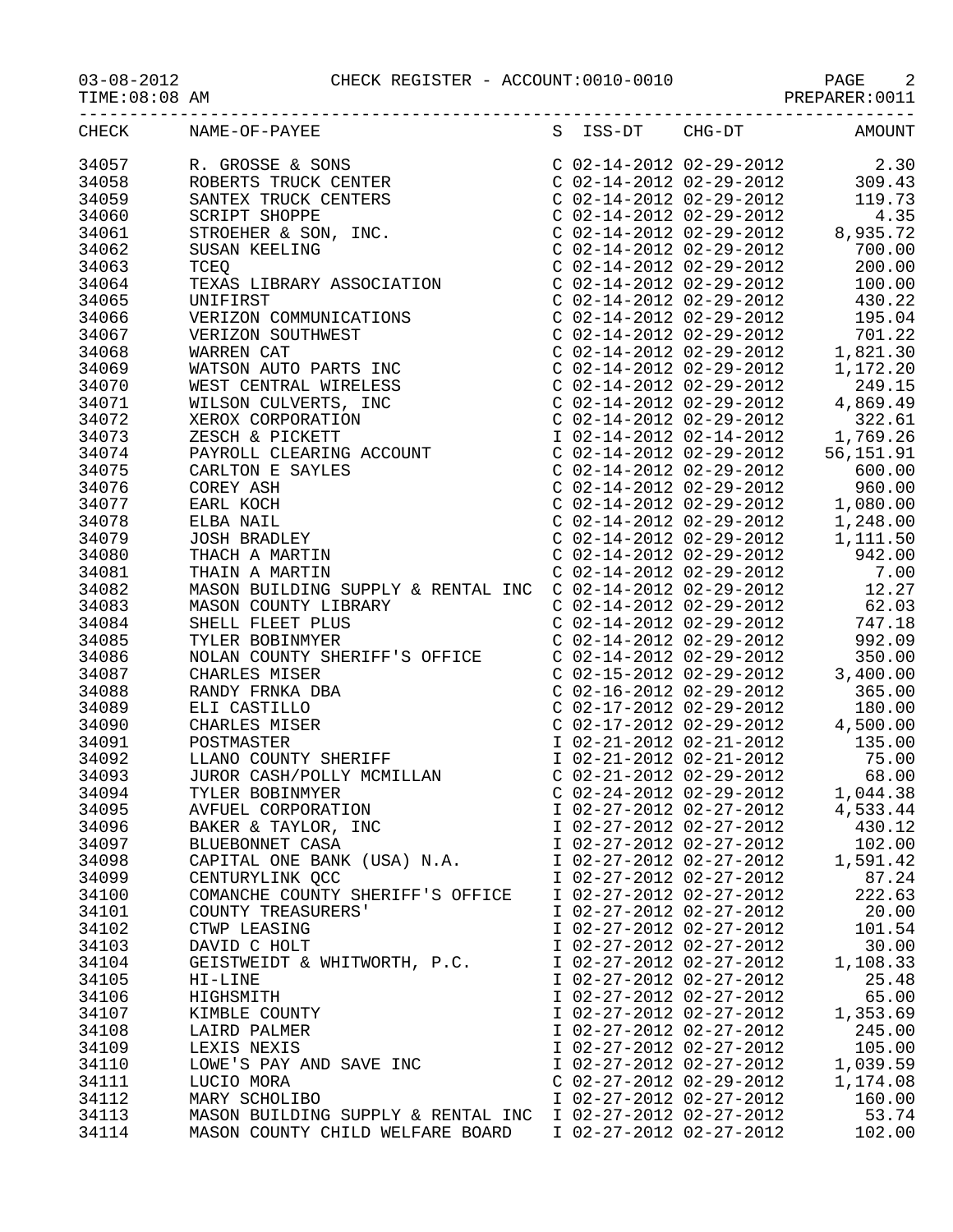03-08-2012 CHECK REGISTER - ACCOUNT:0010-0010

TIME:08:08 AM PREPARER:0011

| CHECK | NAME-OF-PAYEE | S | ISS-DT | CHG-DT | AMOUNT |
|---|---|---|---|---|---|
| 34057 | R. GROSSE & SONS | C | 02-14-2012 | 02-29-2012 | 2.30 |
| 34058 | ROBERTS TRUCK CENTER | C | 02-14-2012 | 02-29-2012 | 309.43 |
| 34059 | SANTEX TRUCK CENTERS | C | 02-14-2012 | 02-29-2012 | 119.73 |
| 34060 | SCRIPT SHOPPE | C | 02-14-2012 | 02-29-2012 | 4.35 |
| 34061 | STROEHER & SON, INC. | C | 02-14-2012 | 02-29-2012 | 8,935.72 |
| 34062 | SUSAN KEELING | C | 02-14-2012 | 02-29-2012 | 700.00 |
| 34063 | TCEQ | C | 02-14-2012 | 02-29-2012 | 200.00 |
| 34064 | TEXAS LIBRARY ASSOCIATION | C | 02-14-2012 | 02-29-2012 | 100.00 |
| 34065 | UNIFIRST | C | 02-14-2012 | 02-29-2012 | 430.22 |
| 34066 | VERIZON COMMUNICATIONS | C | 02-14-2012 | 02-29-2012 | 195.04 |
| 34067 | VERIZON SOUTHWEST | C | 02-14-2012 | 02-29-2012 | 701.22 |
| 34068 | WARREN CAT | C | 02-14-2012 | 02-29-2012 | 1,821.30 |
| 34069 | WATSON AUTO PARTS INC | C | 02-14-2012 | 02-29-2012 | 1,172.20 |
| 34070 | WEST CENTRAL WIRELESS | C | 02-14-2012 | 02-29-2012 | 249.15 |
| 34071 | WILSON CULVERTS, INC | C | 02-14-2012 | 02-29-2012 | 4,869.49 |
| 34072 | XEROX CORPORATION | C | 02-14-2012 | 02-29-2012 | 322.61 |
| 34073 | ZESCH & PICKETT | I | 02-14-2012 | 02-14-2012 | 1,769.26 |
| 34074 | PAYROLL CLEARING ACCOUNT | C | 02-14-2012 | 02-29-2012 | 56,151.91 |
| 34075 | CARLTON E SAYLES | C | 02-14-2012 | 02-29-2012 | 600.00 |
| 34076 | COREY ASH | C | 02-14-2012 | 02-29-2012 | 960.00 |
| 34077 | EARL KOCH | C | 02-14-2012 | 02-29-2012 | 1,080.00 |
| 34078 | ELBA NAIL | C | 02-14-2012 | 02-29-2012 | 1,248.00 |
| 34079 | JOSH BRADLEY | C | 02-14-2012 | 02-29-2012 | 1,111.50 |
| 34080 | THACH A MARTIN | C | 02-14-2012 | 02-29-2012 | 942.00 |
| 34081 | THAIN A MARTIN | C | 02-14-2012 | 02-29-2012 | 7.00 |
| 34082 | MASON BUILDING SUPPLY & RENTAL INC | C | 02-14-2012 | 02-29-2012 | 12.27 |
| 34083 | MASON COUNTY LIBRARY | C | 02-14-2012 | 02-29-2012 | 62.03 |
| 34084 | SHELL FLEET PLUS | C | 02-14-2012 | 02-29-2012 | 747.18 |
| 34085 | TYLER BOBINMYER | C | 02-14-2012 | 02-29-2012 | 992.09 |
| 34086 | NOLAN COUNTY SHERIFF'S OFFICE | C | 02-14-2012 | 02-29-2012 | 350.00 |
| 34087 | CHARLES MISER | C | 02-15-2012 | 02-29-2012 | 3,400.00 |
| 34088 | RANDY FRNKA DBA | C | 02-16-2012 | 02-29-2012 | 365.00 |
| 34089 | ELI CASTILLO | C | 02-17-2012 | 02-29-2012 | 180.00 |
| 34090 | CHARLES MISER | C | 02-17-2012 | 02-29-2012 | 4,500.00 |
| 34091 | POSTMASTER | I | 02-21-2012 | 02-21-2012 | 135.00 |
| 34092 | LLANO COUNTY SHERIFF | I | 02-21-2012 | 02-21-2012 | 75.00 |
| 34093 | JUROR CASH/POLLY MCMILLAN | C | 02-21-2012 | 02-29-2012 | 68.00 |
| 34094 | TYLER BOBINMYER | C | 02-24-2012 | 02-29-2012 | 1,044.38 |
| 34095 | AVFUEL CORPORATION | I | 02-27-2012 | 02-27-2012 | 4,533.44 |
| 34096 | BAKER & TAYLOR, INC | I | 02-27-2012 | 02-27-2012 | 430.12 |
| 34097 | BLUEBONNET CASA | I | 02-27-2012 | 02-27-2012 | 102.00 |
| 34098 | CAPITAL ONE BANK (USA) N.A. | I | 02-27-2012 | 02-27-2012 | 1,591.42 |
| 34099 | CENTURYLINK QCC | I | 02-27-2012 | 02-27-2012 | 87.24 |
| 34100 | COMANCHE COUNTY SHERIFF'S OFFICE | I | 02-27-2012 | 02-27-2012 | 222.63 |
| 34101 | COUNTY TREASURERS' | I | 02-27-2012 | 02-27-2012 | 20.00 |
| 34102 | CTWP LEASING | I | 02-27-2012 | 02-27-2012 | 101.54 |
| 34103 | DAVID C HOLT | I | 02-27-2012 | 02-27-2012 | 30.00 |
| 34104 | GEISTWEIDT & WHITWORTH, P.C. | I | 02-27-2012 | 02-27-2012 | 1,108.33 |
| 34105 | HI-LINE | I | 02-27-2012 | 02-27-2012 | 25.48 |
| 34106 | HIGHSMITH | I | 02-27-2012 | 02-27-2012 | 65.00 |
| 34107 | KIMBLE COUNTY | I | 02-27-2012 | 02-27-2012 | 1,353.69 |
| 34108 | LAIRD PALMER | I | 02-27-2012 | 02-27-2012 | 245.00 |
| 34109 | LEXIS NEXIS | I | 02-27-2012 | 02-27-2012 | 105.00 |
| 34110 | LOWE'S PAY AND SAVE INC | I | 02-27-2012 | 02-27-2012 | 1,039.59 |
| 34111 | LUCIO MORA | C | 02-27-2012 | 02-29-2012 | 1,174.08 |
| 34112 | MARY SCHOLIBO | I | 02-27-2012 | 02-27-2012 | 160.00 |
| 34113 | MASON BUILDING SUPPLY & RENTAL INC | I | 02-27-2012 | 02-27-2012 | 53.74 |
| 34114 | MASON COUNTY CHILD WELFARE BOARD | I | 02-27-2012 | 02-27-2012 | 102.00 |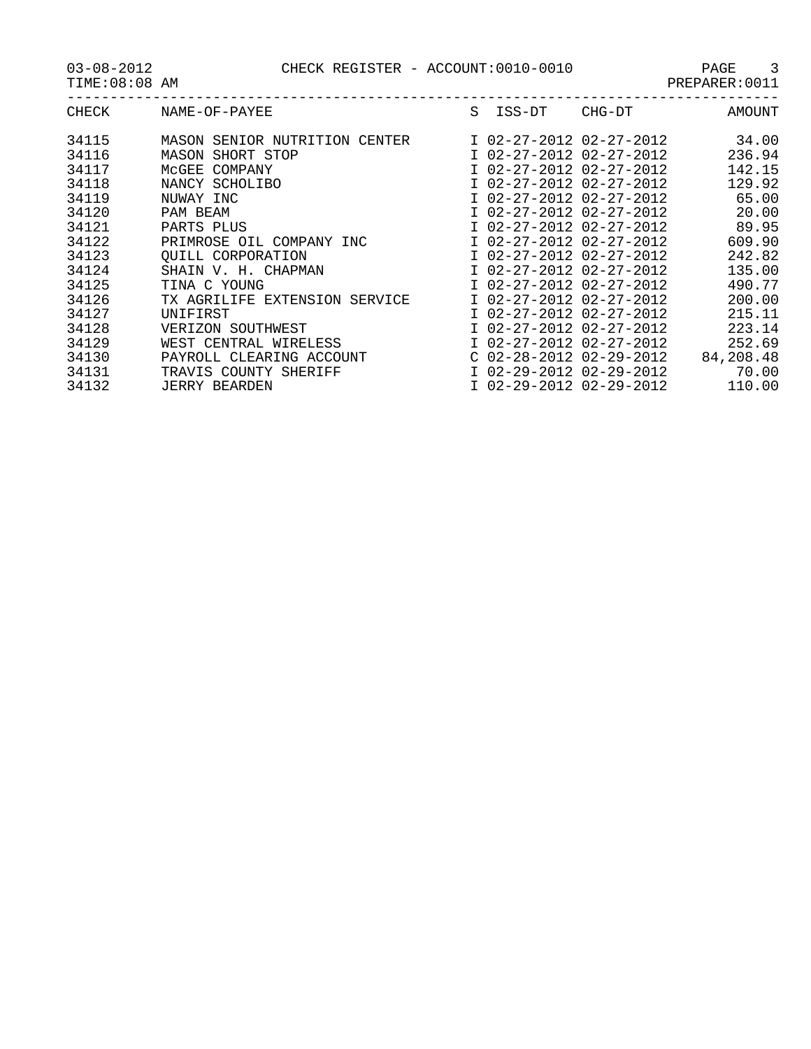03-08-2012 CHECK REGISTER - ACCOUNT:0010-0010

TIME:08:08 AM PREPARER:0011

| CHECK | NAME-OF-PAYEE | S | ISS-DT | CHG-DT | AMOUNT |
|---|---|---|---|---|---|
| 34115 | MASON SENIOR NUTRITION CENTER | I | 02-27-2012 | 02-27-2012 | 34.00 |
| 34116 | MASON SHORT STOP | I | 02-27-2012 | 02-27-2012 | 236.94 |
| 34117 | McGEE COMPANY | I | 02-27-2012 | 02-27-2012 | 142.15 |
| 34118 | NANCY SCHOLIBO | I | 02-27-2012 | 02-27-2012 | 129.92 |
| 34119 | NUWAY INC | I | 02-27-2012 | 02-27-2012 | 65.00 |
| 34120 | PAM BEAM | I | 02-27-2012 | 02-27-2012 | 20.00 |
| 34121 | PARTS PLUS | I | 02-27-2012 | 02-27-2012 | 89.95 |
| 34122 | PRIMROSE OIL COMPANY INC | I | 02-27-2012 | 02-27-2012 | 609.90 |
| 34123 | QUILL CORPORATION | I | 02-27-2012 | 02-27-2012 | 242.82 |
| 34124 | SHAIN V. H. CHAPMAN | I | 02-27-2012 | 02-27-2012 | 135.00 |
| 34125 | TINA C YOUNG | I | 02-27-2012 | 02-27-2012 | 490.77 |
| 34126 | TX AGRILIFE EXTENSION SERVICE | I | 02-27-2012 | 02-27-2012 | 200.00 |
| 34127 | UNIFIRST | I | 02-27-2012 | 02-27-2012 | 215.11 |
| 34128 | VERIZON SOUTHWEST | I | 02-27-2012 | 02-27-2012 | 223.14 |
| 34129 | WEST CENTRAL WIRELESS | I | 02-27-2012 | 02-27-2012 | 252.69 |
| 34130 | PAYROLL CLEARING ACCOUNT | C | 02-28-2012 | 02-29-2012 | 84,208.48 |
| 34131 | TRAVIS COUNTY SHERIFF | I | 02-29-2012 | 02-29-2012 | 70.00 |
| 34132 | JERRY BEARDEN | I | 02-29-2012 | 02-29-2012 | 110.00 |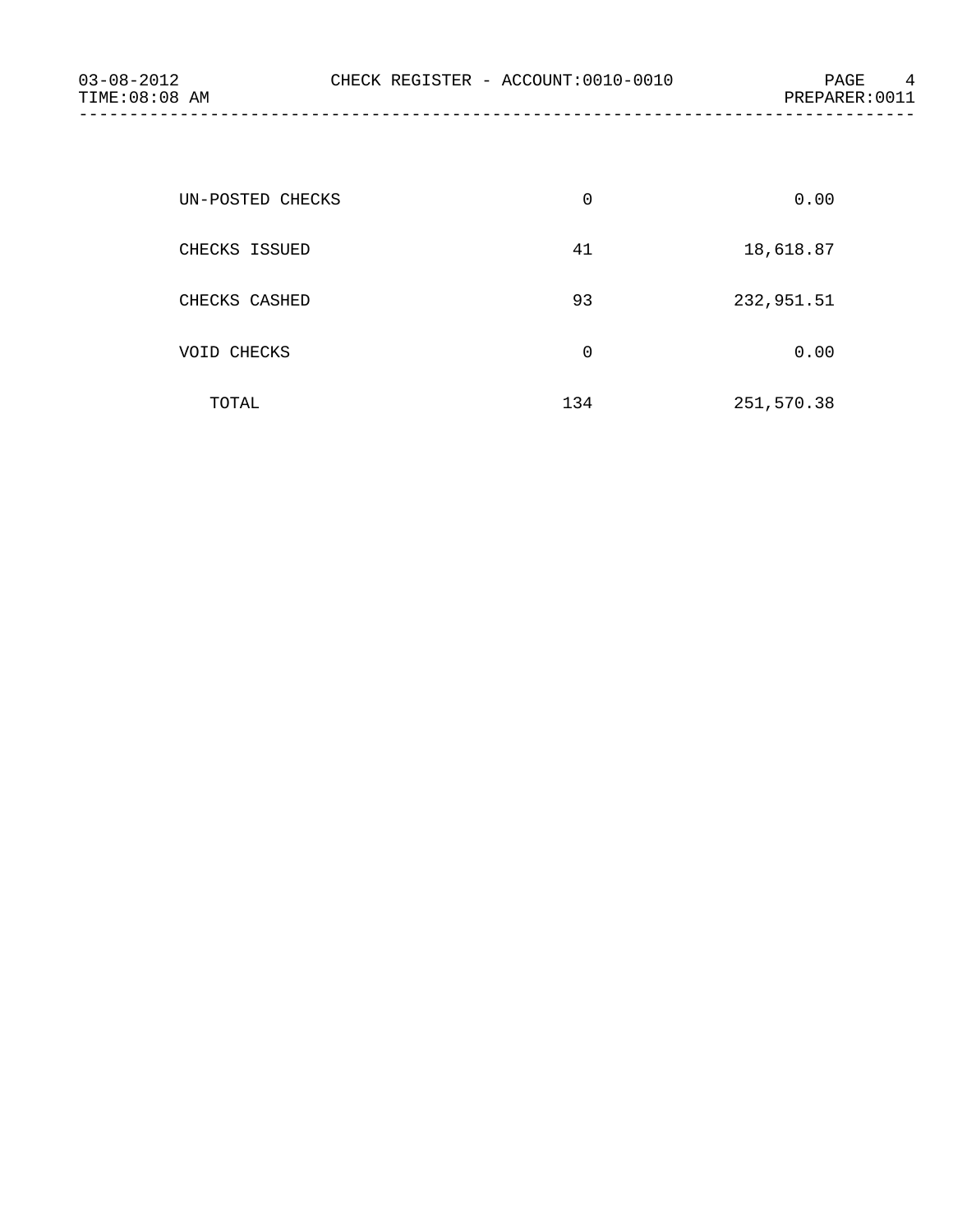| | | |
|---|---|---|
| UN-POSTED CHECKS | 0 | 0.00 |
| CHECKS ISSUED | 41 | 18,618.87 |
| CHECKS CASHED | 93 | 232,951.51 |
| VOID CHECKS | 0 | 0.00 |
| TOTAL | 134 | 251,570.38 |